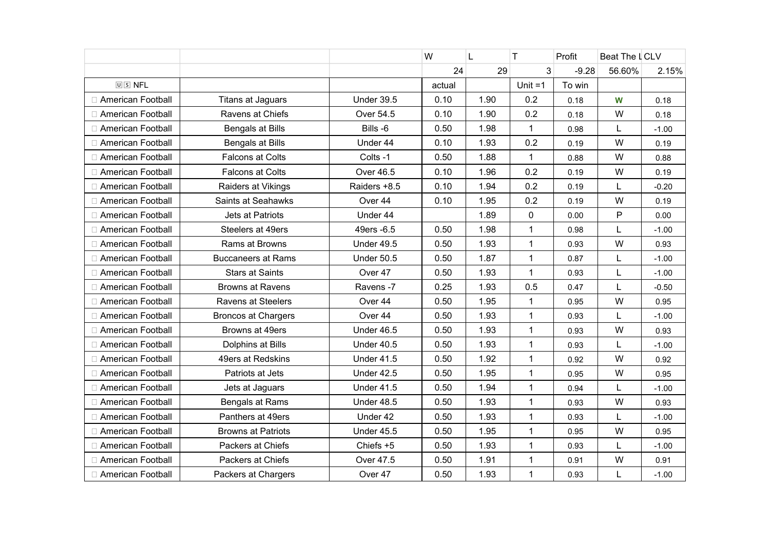| | | | W | L | T | Profit | Beat The L | CLV |
|---|---|---|---|---|---|---|---|---|
| | | | 24 | 29 | 3 | -9.28 | 56.60% | 2.15% |
| US NFL | | | actual | | Unit =1 | To win | | |
| American Football | Titans at Jaguars | Under 39.5 | 0.10 | 1.90 | 0.2 | 0.18 | W | 0.18 |
| American Football | Ravens at Chiefs | Over 54.5 | 0.10 | 1.90 | 0.2 | 0.18 | W | 0.18 |
| American Football | Bengals at Bills | Bills -6 | 0.50 | 1.98 | 1 | 0.98 | L | -1.00 |
| American Football | Bengals at Bills | Under 44 | 0.10 | 1.93 | 0.2 | 0.19 | W | 0.19 |
| American Football | Falcons at Colts | Colts -1 | 0.50 | 1.88 | 1 | 0.88 | W | 0.88 |
| American Football | Falcons at Colts | Over 46.5 | 0.10 | 1.96 | 0.2 | 0.19 | W | 0.19 |
| American Football | Raiders at Vikings | Raiders +8.5 | 0.10 | 1.94 | 0.2 | 0.19 | L | -0.20 |
| American Football | Saints at Seahawks | Over 44 | 0.10 | 1.95 | 0.2 | 0.19 | W | 0.19 |
| American Football | Jets at Patriots | Under 44 | | 1.89 | 0 | 0.00 | P | 0.00 |
| American Football | Steelers at 49ers | 49ers -6.5 | 0.50 | 1.98 | 1 | 0.98 | L | -1.00 |
| American Football | Rams at Browns | Under 49.5 | 0.50 | 1.93 | 1 | 0.93 | W | 0.93 |
| American Football | Buccaneers at Rams | Under 50.5 | 0.50 | 1.87 | 1 | 0.87 | L | -1.00 |
| American Football | Stars at Saints | Over 47 | 0.50 | 1.93 | 1 | 0.93 | L | -1.00 |
| American Football | Browns at Ravens | Ravens -7 | 0.25 | 1.93 | 0.5 | 0.47 | L | -0.50 |
| American Football | Ravens at Steelers | Over 44 | 0.50 | 1.95 | 1 | 0.95 | W | 0.95 |
| American Football | Broncos at Chargers | Over 44 | 0.50 | 1.93 | 1 | 0.93 | L | -1.00 |
| American Football | Browns at 49ers | Under 46.5 | 0.50 | 1.93 | 1 | 0.93 | W | 0.93 |
| American Football | Dolphins at Bills | Under 40.5 | 0.50 | 1.93 | 1 | 0.93 | L | -1.00 |
| American Football | 49ers at Redskins | Under 41.5 | 0.50 | 1.92 | 1 | 0.92 | W | 0.92 |
| American Football | Patriots at Jets | Under 42.5 | 0.50 | 1.95 | 1 | 0.95 | W | 0.95 |
| American Football | Jets at Jaguars | Under 41.5 | 0.50 | 1.94 | 1 | 0.94 | L | -1.00 |
| American Football | Bengals at Rams | Under 48.5 | 0.50 | 1.93 | 1 | 0.93 | W | 0.93 |
| American Football | Panthers at 49ers | Under 42 | 0.50 | 1.93 | 1 | 0.93 | L | -1.00 |
| American Football | Browns at Patriots | Under 45.5 | 0.50 | 1.95 | 1 | 0.95 | W | 0.95 |
| American Football | Packers at Chiefs | Chiefs +5 | 0.50 | 1.93 | 1 | 0.93 | L | -1.00 |
| American Football | Packers at Chiefs | Over 47.5 | 0.50 | 1.91 | 1 | 0.91 | W | 0.91 |
| American Football | Packers at Chargers | Over 47 | 0.50 | 1.93 | 1 | 0.93 | L | -1.00 |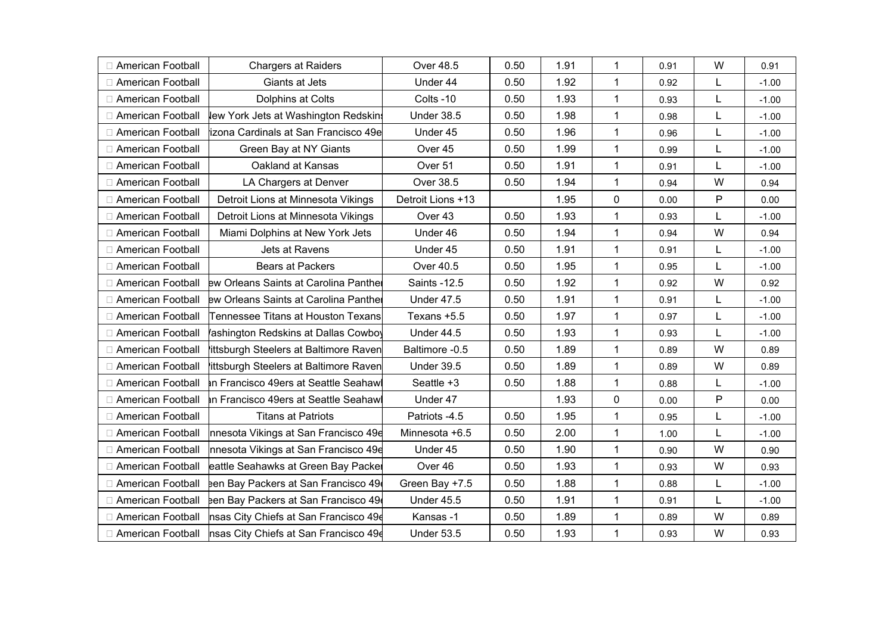| | | | | | | | | |
|---|---|---|---|---|---|---|---|---|
| American Football | Chargers at Raiders | Over 48.5 | 0.50 | 1.91 | 1 | 0.91 | W | 0.91 |
| American Football | Giants at Jets | Under 44 | 0.50 | 1.92 | 1 | 0.92 | L | -1.00 |
| American Football | Dolphins at Colts | Colts -10 | 0.50 | 1.93 | 1 | 0.93 | L | -1.00 |
| American Football | lew York Jets at Washington Redskins | Under 38.5 | 0.50 | 1.98 | 1 | 0.98 | L | -1.00 |
| American Football | izona Cardinals at San Francisco 49e | Under 45 | 0.50 | 1.96 | 1 | 0.96 | L | -1.00 |
| American Football | Green Bay at NY Giants | Over 45 | 0.50 | 1.99 | 1 | 0.99 | L | -1.00 |
| American Football | Oakland at Kansas | Over 51 | 0.50 | 1.91 | 1 | 0.91 | L | -1.00 |
| American Football | LA Chargers at Denver | Over 38.5 | 0.50 | 1.94 | 1 | 0.94 | W | 0.94 |
| American Football | Detroit Lions at Minnesota Vikings | Detroit Lions +13 | | 1.95 | 0 | 0.00 | P | 0.00 |
| American Football | Detroit Lions at Minnesota Vikings | Over 43 | 0.50 | 1.93 | 1 | 0.93 | L | -1.00 |
| American Football | Miami Dolphins at New York Jets | Under 46 | 0.50 | 1.94 | 1 | 0.94 | W | 0.94 |
| American Football | Jets at Ravens | Under 45 | 0.50 | 1.91 | 1 | 0.91 | L | -1.00 |
| American Football | Bears at Packers | Over 40.5 | 0.50 | 1.95 | 1 | 0.95 | L | -1.00 |
| American Football | ew Orleans Saints at Carolina Panther | Saints -12.5 | 0.50 | 1.92 | 1 | 0.92 | W | 0.92 |
| American Football | ew Orleans Saints at Carolina Panther | Under 47.5 | 0.50 | 1.91 | 1 | 0.91 | L | -1.00 |
| American Football | Tennessee Titans at Houston Texans | Texans +5.5 | 0.50 | 1.97 | 1 | 0.97 | L | -1.00 |
| American Football | /ashington Redskins at Dallas Cowboy | Under 44.5 | 0.50 | 1.93 | 1 | 0.93 | L | -1.00 |
| American Football | ittsburgh Steelers at Baltimore Raven | Baltimore -0.5 | 0.50 | 1.89 | 1 | 0.89 | W | 0.89 |
| American Football | ittsburgh Steelers at Baltimore Raven | Under 39.5 | 0.50 | 1.89 | 1 | 0.89 | W | 0.89 |
| American Football | n Francisco 49ers at Seattle Seahawl | Seattle +3 | 0.50 | 1.88 | 1 | 0.88 | L | -1.00 |
| American Football | n Francisco 49ers at Seattle Seahawl | Under 47 | | 1.93 | 0 | 0.00 | P | 0.00 |
| American Football | Titans at Patriots | Patriots -4.5 | 0.50 | 1.95 | 1 | 0.95 | L | -1.00 |
| American Football | nnesota Vikings at San Francisco 49e | Minnesota +6.5 | 0.50 | 2.00 | 1 | 1.00 | L | -1.00 |
| American Football | nnesota Vikings at San Francisco 49e | Under 45 | 0.50 | 1.90 | 1 | 0.90 | W | 0.90 |
| American Football | eattle Seahawks at Green Bay Packer | Over 46 | 0.50 | 1.93 | 1 | 0.93 | W | 0.93 |
| American Football | een Bay Packers at San Francisco 49 | Green Bay +7.5 | 0.50 | 1.88 | 1 | 0.88 | L | -1.00 |
| American Football | een Bay Packers at San Francisco 49 | Under 45.5 | 0.50 | 1.91 | 1 | 0.91 | L | -1.00 |
| American Football | nsas City Chiefs at San Francisco 49e | Kansas -1 | 0.50 | 1.89 | 1 | 0.89 | W | 0.89 |
| American Football | nsas City Chiefs at San Francisco 49e | Under 53.5 | 0.50 | 1.93 | 1 | 0.93 | W | 0.93 |